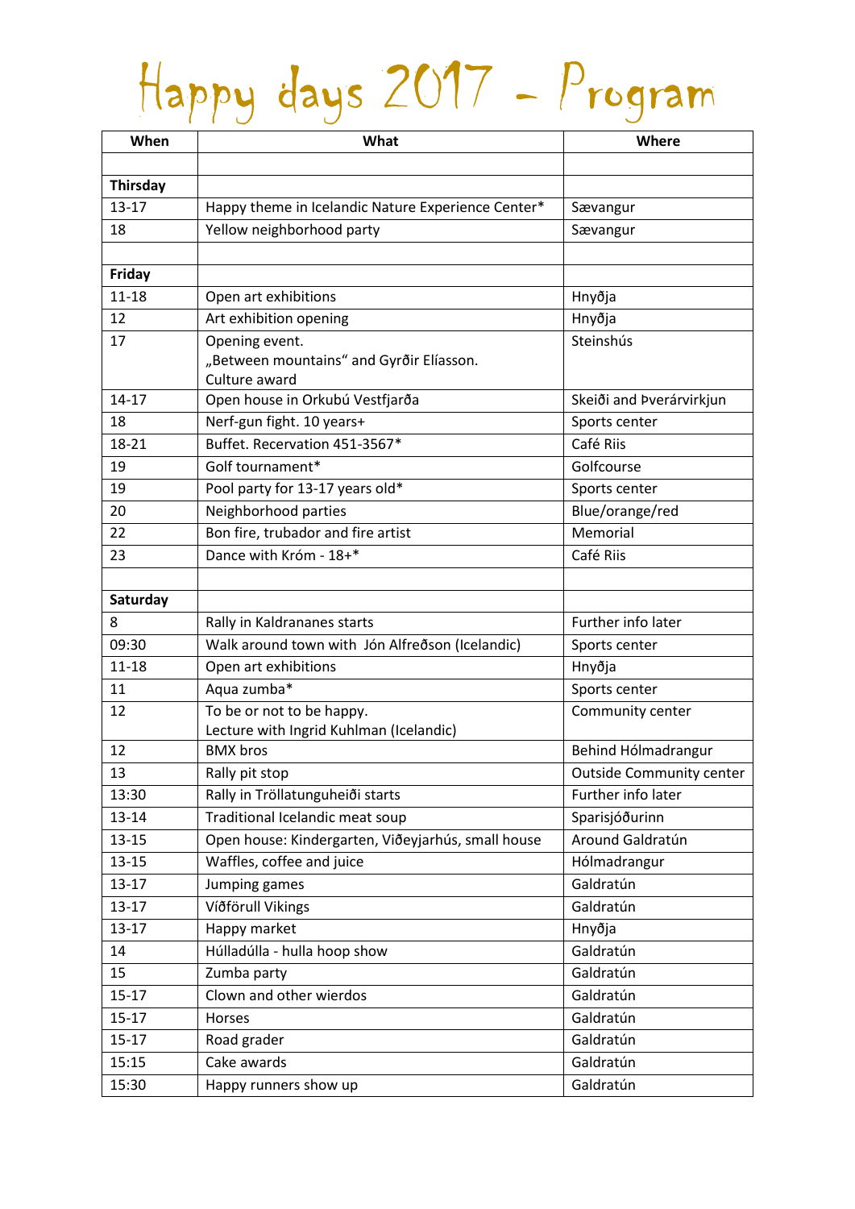# Happy days 2017 - Program

| When | What | Where |
|---|---|---|
| | | |
| **Thirsday** | | |
| 13-17 | Happy theme in Icelandic Nature Experience Center* | Sævangur |
| 18 | Yellow neighborhood party | Sævangur |
| | | |
| **Friday** | | |
| 11-18 | Open art exhibitions | Hnyðja |
| 12 | Art exhibition opening | Hnyðja |
| 17 | Opening event.<br>„Between mountains“ and Gyrðir Elíasson.<br>Culture award | Steinshús |
| 14-17 | Open house in Orkubú Vestfjarða | Skeiði and Þverárvirkjun |
| 18 | Nerf-gun fight. 10 years+ | Sports center |
| 18-21 | Buffet. Recervation 451-3567* | Café Riis |
| 19 | Golf tournament* | Golfcourse |
| 19 | Pool party for 13-17 years old* | Sports center |
| 20 | Neighborhood parties | Blue/orange/red |
| 22 | Bon fire, trubador and fire artist | Memorial |
| 23 | Dance with Króm - 18+* | Café Riis |
| | | |
| **Saturday** | | |
| 8 | Rally in Kaldrananes starts | Further info later |
| 09:30 | Walk around town with Jón Alfreðson (Icelandic) | Sports center |
| 11-18 | Open art exhibitions | Hnyðja |
| 11 | Aqua zumba* | Sports center |
| 12 | To be or not to be happy.<br>Lecture with Ingrid Kuhlman (Icelandic) | Community center |
| 12 | BMX bros | Behind Hólmadrangur |
| 13 | Rally pit stop | Outside Community center |
| 13:30 | Rally in Tröllatunguheiði starts | Further info later |
| 13-14 | Traditional Icelandic meat soup | Sparisjóðurinn |
| 13-15 | Open house: Kindergarten, Viðeyjarhús, small house | Around Galdratún |
| 13-15 | Waffles, coffee and juice | Hólmadrangur |
| 13-17 | Jumping games | Galdratún |
| 13-17 | Víðförull Vikings | Galdratún |
| 13-17 | Happy market | Hnyðja |
| 14 | Húlladúlla - hulla hoop show | Galdratún |
| 15 | Zumba party | Galdratún |
| 15-17 | Clown and other wierdos | Galdratún |
| 15-17 | Horses | Galdratún |
| 15-17 | Road grader | Galdratún |
| 15:15 | Cake awards | Galdratún |
| 15:30 | Happy runners show up | Galdratún |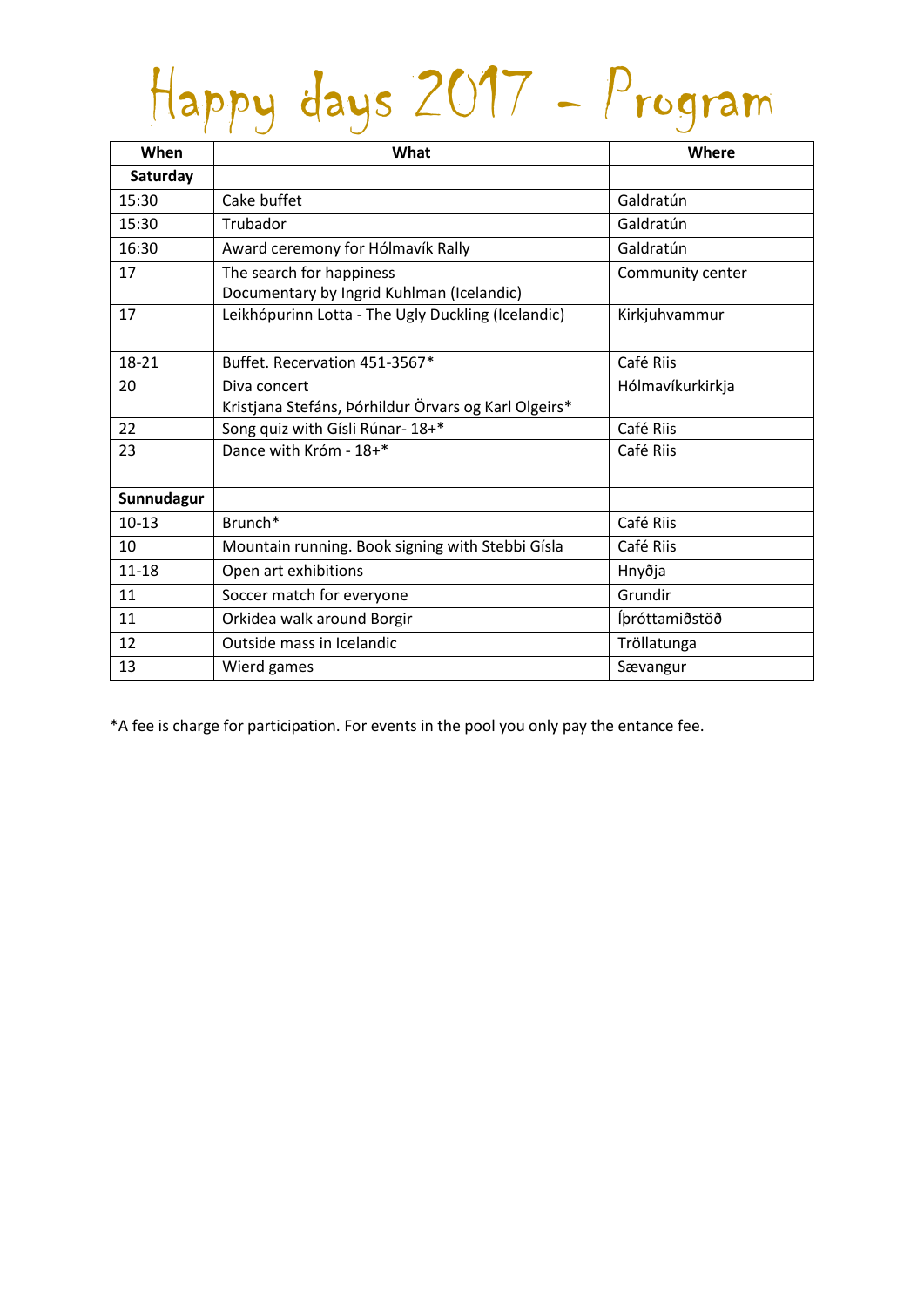# Happy days 2017 - Program

| When | What | Where |
|---|---|---|
| **Saturday** | | |
| 15:30 | Cake buffet | Galdratún |
| 15:30 | Trubador | Galdratún |
| 16:30 | Award ceremony for Hólmavík Rally | Galdratún |
| 17 | The search for happiness<br>Documentary by Ingrid Kuhlman (Icelandic) | Community center |
| 17 | Leikhópurinn Lotta - The Ugly Duckling (Icelandic) | Kirkjuhvammur |
| 18-21 | Buffet. Recervation 451-3567* | Café Riis |
| 20 | Diva concert<br>Kristjana Stefáns, Þórhildur Örvars og Karl Olgeirs* | Hólmavíkurkirkja |
| 22 | Song quiz with Gísli Rúnar- 18+* | Café Riis |
| 23 | Dance with Króm - 18+* | Café Riis |
| | | |
| **Sunnudagur** | | |
| 10-13 | Brunch* | Café Riis |
| 10 | Mountain running. Book signing with Stebbi Gísla | Café Riis |
| 11-18 | Open art exhibitions | Hnyðja |
| 11 | Soccer match for everyone | Grundir |
| 11 | Orkidea walk around Borgir | Íþróttamiðstöð |
| 12 | Outside mass in Icelandic | Tröllatunga |
| 13 | Wierd games | Sævangur |

*A fee is charge for participation. For events in the pool you only pay the entance fee.